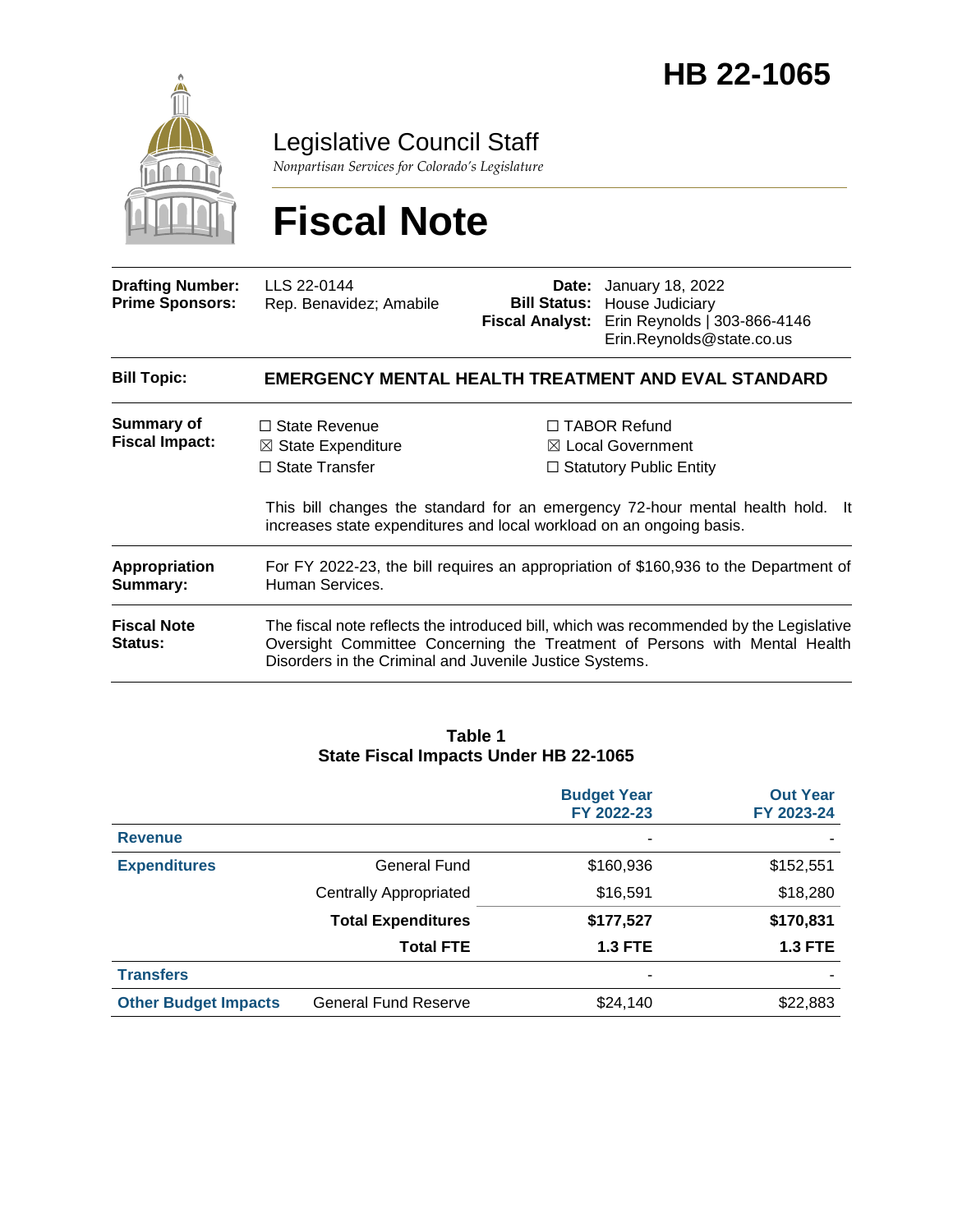# HB 22-1065

Legislative Council Staff

*Nonpartisan Services for Colorado's Legislature*

# Fiscal Note

| | | | |
|---|---|---|---|
| **Drafting Number:** | LLS 22-0144 | **Date:** | January 18, 2022 |
| **Prime Sponsors:** | Rep. Benavidez; Amabile | **Bill Status:** | House Judiciary |
| | | **Fiscal Analyst:** | Erin Reynolds \| 303-866-4146 Erin.Reynolds@state.co.us |

| | |
|---|---|
| **Bill Topic:** | **EMERGENCY MENTAL HEALTH TREATMENT AND EVAL STANDARD** |
| **Summary of Fiscal Impact:** | ☐ State Revenue ☒ State Expenditure ☐ State Transfer ☐ TABOR Refund ☒ Local Government ☐ Statutory Public Entity<br><br>This bill changes the standard for an emergency 72-hour mental health hold. It increases state expenditures and local workload on an ongoing basis. |
| **Appropriation Summary:** | For FY 2022-23, the bill requires an appropriation of $160,936 to the Department of Human Services. |
| **Fiscal Note Status:** | The fiscal note reflects the introduced bill, which was recommended by the Legislative Oversight Committee Concerning the Treatment of Persons with Mental Health Disorders in the Criminal and Juvenile Justice Systems. |

**Table 1**
**State Fiscal Impacts Under HB 22-1065**

| | | Budget Year FY 2022-23 | Out Year FY 2023-24 |
|---|---|---|---|
| **Revenue** | | - | - |
| **Expenditures** | General Fund | $160,936 | $152,551 |
| | Centrally Appropriated | $16,591 | $18,280 |
| | **Total Expenditures** | **$177,527** | **$170,831** |
| | **Total FTE** | **1.3 FTE** | **1.3 FTE** |
| **Transfers** | | - | - |
| **Other Budget Impacts** | General Fund Reserve | $24,140 | $22,883 |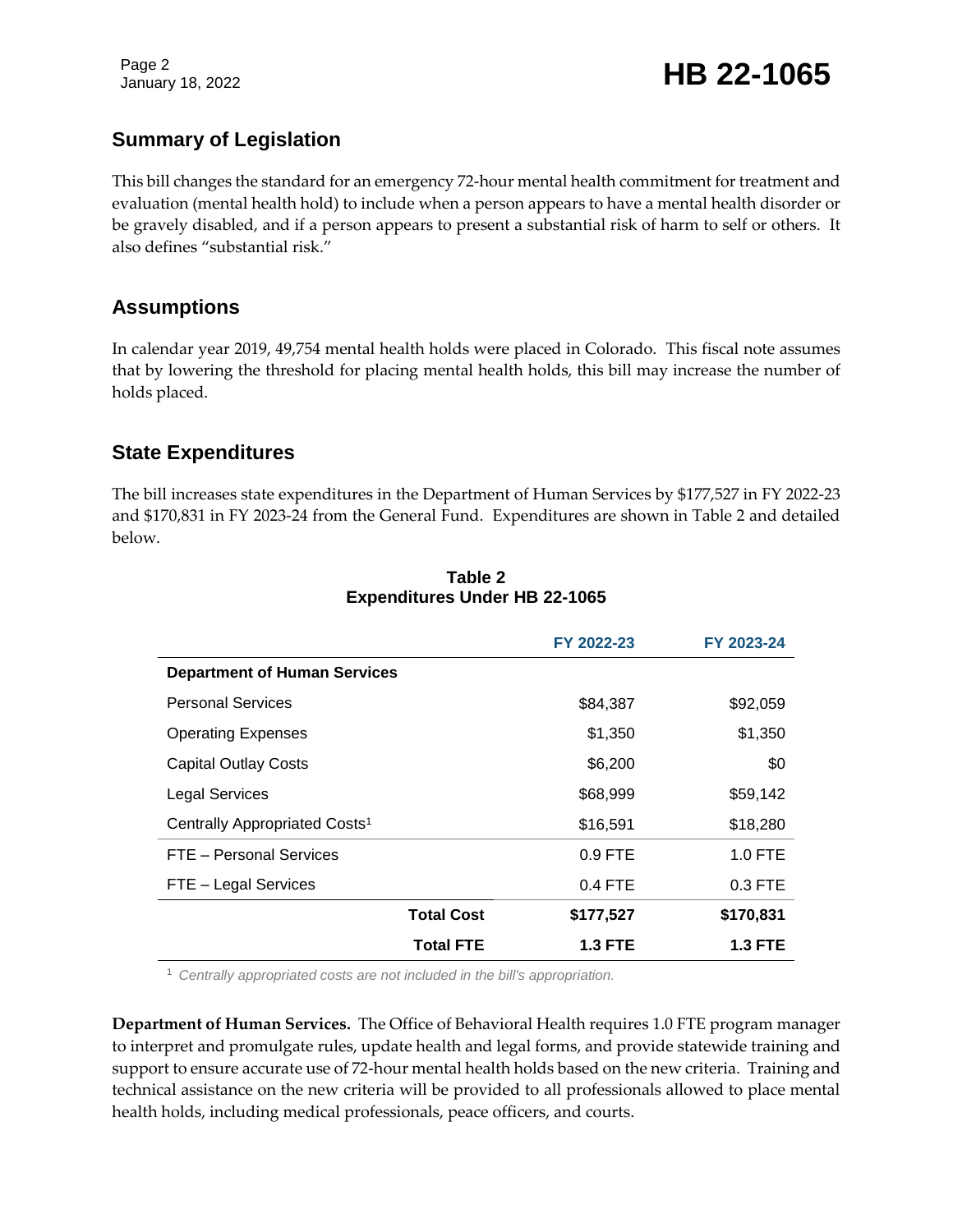## Summary of Legislation

This bill changes the standard for an emergency 72-hour mental health commitment for treatment and evaluation (mental health hold) to include when a person appears to have a mental health disorder or be gravely disabled, and if a person appears to present a substantial risk of harm to self or others. It also defines "substantial risk."

## Assumptions

In calendar year 2019, 49,754 mental health holds were placed in Colorado. This fiscal note assumes that by lowering the threshold for placing mental health holds, this bill may increase the number of holds placed.

## State Expenditures

The bill increases state expenditures in the Department of Human Services by $177,527 in FY 2022-23 and $170,831 in FY 2023-24 from the General Fund. Expenditures are shown in Table 2 and detailed below.

**Table 2**
**Expenditures Under HB 22-1065**

| | FY 2022-23 | FY 2023-24 |
|---|---|---|
| **Department of Human Services** | | |
| Personal Services | $84,387 | $92,059 |
| Operating Expenses | $1,350 | $1,350 |
| Capital Outlay Costs | $6,200 | $0 |
| Legal Services | $68,999 | $59,142 |
| Centrally Appropriated Costs[1] | $16,591 | $18,280 |
| FTE – Personal Services | 0.9 FTE | 1.0 FTE |
| FTE – Legal Services | 0.4 FTE | 0.3 FTE |
| **Total Cost** | **$177,527** | **$170,831** |
| **Total FTE** | **1.3 FTE** | **1.3 FTE** |

[1] *Centrally appropriated costs are not included in the bill's appropriation.*

**Department of Human Services.** The Office of Behavioral Health requires 1.0 FTE program manager to interpret and promulgate rules, update health and legal forms, and provide statewide training and support to ensure accurate use of 72-hour mental health holds based on the new criteria. Training and technical assistance on the new criteria will be provided to all professionals allowed to place mental health holds, including medical professionals, peace officers, and courts.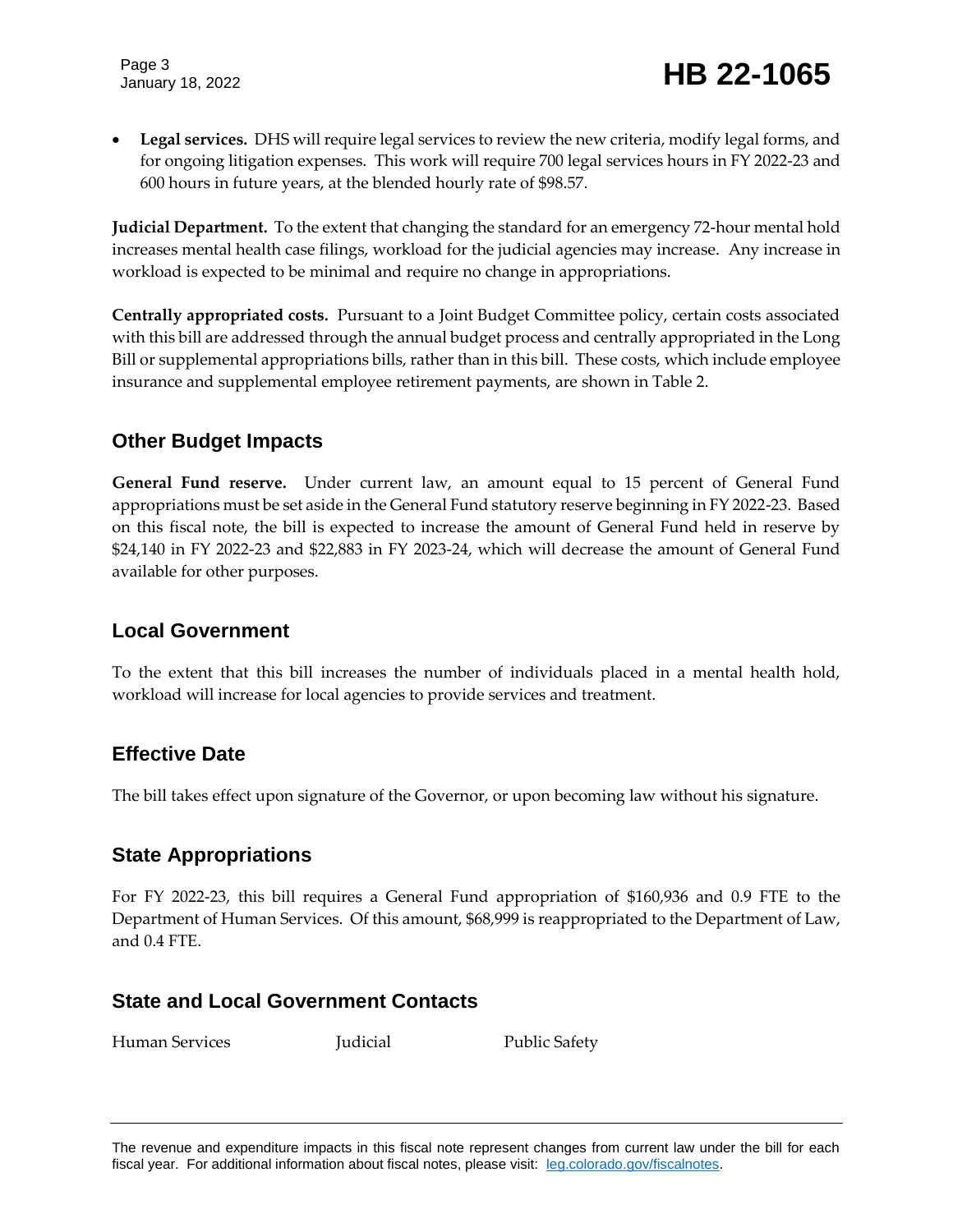- **Legal services.** DHS will require legal services to review the new criteria, modify legal forms, and for ongoing litigation expenses. This work will require 700 legal services hours in FY 2022-23 and 600 hours in future years, at the blended hourly rate of $98.57.

**Judicial Department.** To the extent that changing the standard for an emergency 72-hour mental hold increases mental health case filings, workload for the judicial agencies may increase. Any increase in workload is expected to be minimal and require no change in appropriations.

**Centrally appropriated costs.** Pursuant to a Joint Budget Committee policy, certain costs associated with this bill are addressed through the annual budget process and centrally appropriated in the Long Bill or supplemental appropriations bills, rather than in this bill. These costs, which include employee insurance and supplemental employee retirement payments, are shown in Table 2.

## Other Budget Impacts

**General Fund reserve.** Under current law, an amount equal to 15 percent of General Fund appropriations must be set aside in the General Fund statutory reserve beginning in FY 2022-23. Based on this fiscal note, the bill is expected to increase the amount of General Fund held in reserve by $24,140 in FY 2022-23 and $22,883 in FY 2023-24, which will decrease the amount of General Fund available for other purposes.

## Local Government

To the extent that this bill increases the number of individuals placed in a mental health hold, workload will increase for local agencies to provide services and treatment.

## Effective Date

The bill takes effect upon signature of the Governor, or upon becoming law without his signature.

## State Appropriations

For FY 2022-23, this bill requires a General Fund appropriation of $160,936 and 0.9 FTE to the Department of Human Services. Of this amount, $68,999 is reappropriated to the Department of Law, and 0.4 FTE.

## State and Local Government Contacts

Human Services | Judicial | Public Safety

The revenue and expenditure impacts in this fiscal note represent changes from current law under the bill for each fiscal year. For additional information about fiscal notes, please visit: [leg.colorado.gov/fiscalnotes](leg.colorado.gov/fiscalnotes).